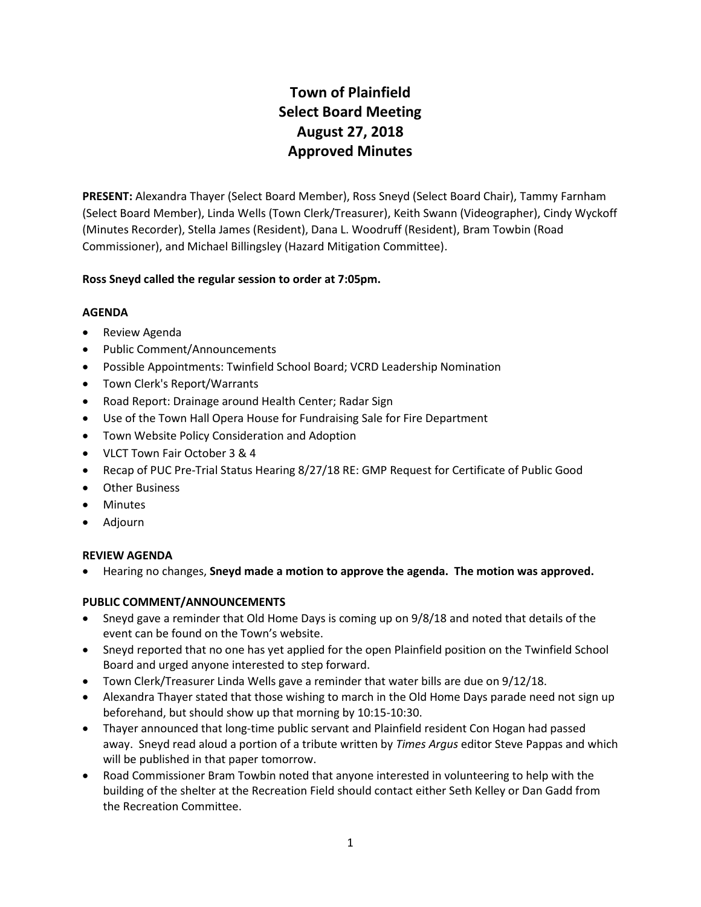# Town of Plainfield
# Select Board Meeting
# August 27, 2018
# Approved Minutes

**PRESENT:** Alexandra Thayer (Select Board Member), Ross Sneyd (Select Board Chair), Tammy Farnham (Select Board Member), Linda Wells (Town Clerk/Treasurer), Keith Swann (Videographer), Cindy Wyckoff (Minutes Recorder), Stella James (Resident), Dana L. Woodruff (Resident), Bram Towbin (Road Commissioner), and Michael Billingsley (Hazard Mitigation Committee).

**Ross Sneyd called the regular session to order at 7:05pm.**

**AGENDA**

- Review Agenda
- Public Comment/Announcements
- Possible Appointments: Twinfield School Board; VCRD Leadership Nomination
- Town Clerk's Report/Warrants
- Road Report: Drainage around Health Center; Radar Sign
- Use of the Town Hall Opera House for Fundraising Sale for Fire Department
- Town Website Policy Consideration and Adoption
- VLCT Town Fair October 3 & 4
- Recap of PUC Pre-Trial Status Hearing 8/27/18 RE: GMP Request for Certificate of Public Good
- Other Business
- Minutes
- Adjourn

**REVIEW AGENDA**

- Hearing no changes, **Sneyd made a motion to approve the agenda. The motion was approved.**

**PUBLIC COMMENT/ANNOUNCEMENTS**

- Sneyd gave a reminder that Old Home Days is coming up on 9/8/18 and noted that details of the event can be found on the Town's website.
- Sneyd reported that no one has yet applied for the open Plainfield position on the Twinfield School Board and urged anyone interested to step forward.
- Town Clerk/Treasurer Linda Wells gave a reminder that water bills are due on 9/12/18.
- Alexandra Thayer stated that those wishing to march in the Old Home Days parade need not sign up beforehand, but should show up that morning by 10:15-10:30.
- Thayer announced that long-time public servant and Plainfield resident Con Hogan had passed away. Sneyd read aloud a portion of a tribute written by *Times Argus* editor Steve Pappas and which will be published in that paper tomorrow.
- Road Commissioner Bram Towbin noted that anyone interested in volunteering to help with the building of the shelter at the Recreation Field should contact either Seth Kelley or Dan Gadd from the Recreation Committee.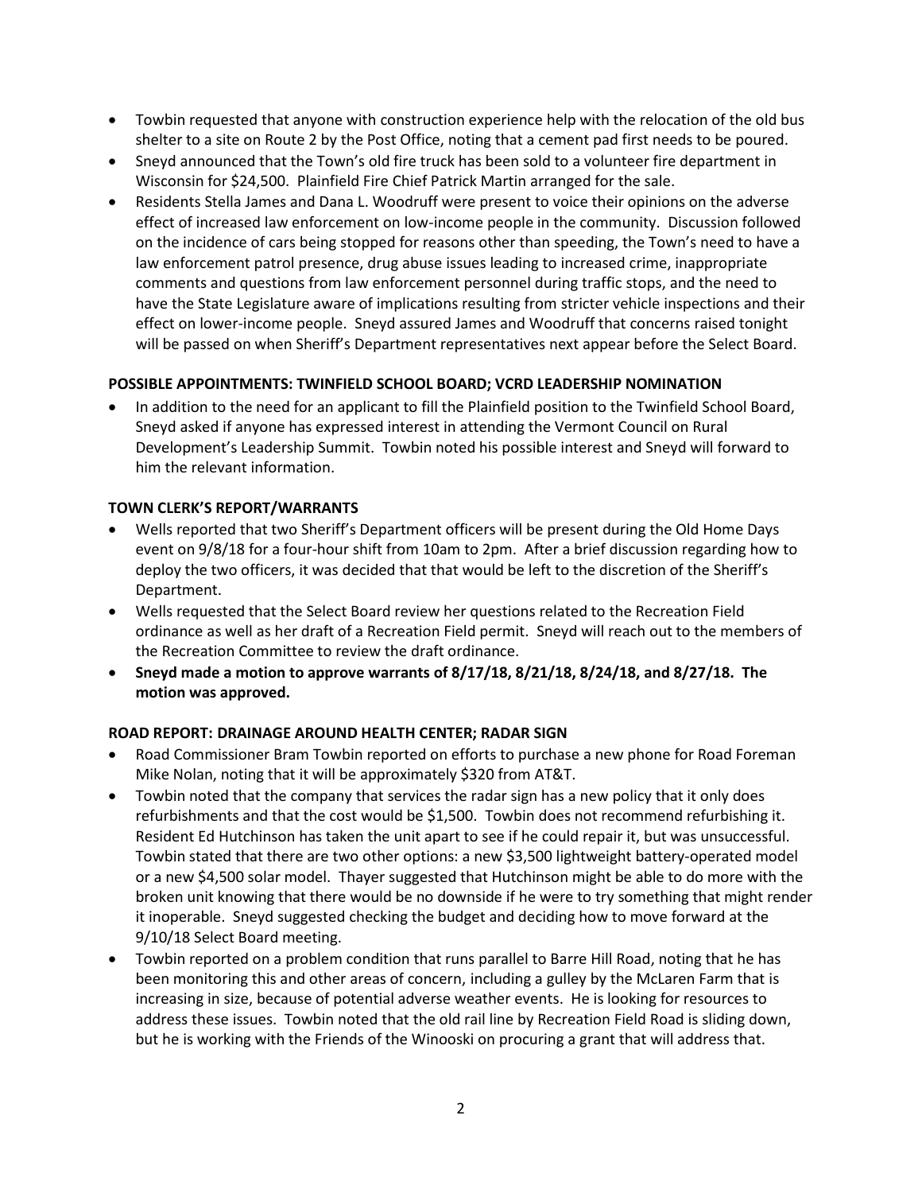- Towbin requested that anyone with construction experience help with the relocation of the old bus shelter to a site on Route 2 by the Post Office, noting that a cement pad first needs to be poured.
- Sneyd announced that the Town's old fire truck has been sold to a volunteer fire department in Wisconsin for $24,500. Plainfield Fire Chief Patrick Martin arranged for the sale.
- Residents Stella James and Dana L. Woodruff were present to voice their opinions on the adverse effect of increased law enforcement on low-income people in the community. Discussion followed on the incidence of cars being stopped for reasons other than speeding, the Town's need to have a law enforcement patrol presence, drug abuse issues leading to increased crime, inappropriate comments and questions from law enforcement personnel during traffic stops, and the need to have the State Legislature aware of implications resulting from stricter vehicle inspections and their effect on lower-income people. Sneyd assured James and Woodruff that concerns raised tonight will be passed on when Sheriff's Department representatives next appear before the Select Board.

**POSSIBLE APPOINTMENTS: TWINFIELD SCHOOL BOARD; VCRD LEADERSHIP NOMINATION**

- In addition to the need for an applicant to fill the Plainfield position to the Twinfield School Board, Sneyd asked if anyone has expressed interest in attending the Vermont Council on Rural Development's Leadership Summit. Towbin noted his possible interest and Sneyd will forward to him the relevant information.

**TOWN CLERK'S REPORT/WARRANTS**

- Wells reported that two Sheriff's Department officers will be present during the Old Home Days event on 9/8/18 for a four-hour shift from 10am to 2pm. After a brief discussion regarding how to deploy the two officers, it was decided that that would be left to the discretion of the Sheriff's Department.
- Wells requested that the Select Board review her questions related to the Recreation Field ordinance as well as her draft of a Recreation Field permit. Sneyd will reach out to the members of the Recreation Committee to review the draft ordinance.
- **Sneyd made a motion to approve warrants of 8/17/18, 8/21/18, 8/24/18, and 8/27/18. The motion was approved.**

**ROAD REPORT: DRAINAGE AROUND HEALTH CENTER; RADAR SIGN**

- Road Commissioner Bram Towbin reported on efforts to purchase a new phone for Road Foreman Mike Nolan, noting that it will be approximately $320 from AT&T.
- Towbin noted that the company that services the radar sign has a new policy that it only does refurbishments and that the cost would be $1,500. Towbin does not recommend refurbishing it. Resident Ed Hutchinson has taken the unit apart to see if he could repair it, but was unsuccessful. Towbin stated that there are two other options: a new $3,500 lightweight battery-operated model or a new $4,500 solar model. Thayer suggested that Hutchinson might be able to do more with the broken unit knowing that there would be no downside if he were to try something that might render it inoperable. Sneyd suggested checking the budget and deciding how to move forward at the 9/10/18 Select Board meeting.
- Towbin reported on a problem condition that runs parallel to Barre Hill Road, noting that he has been monitoring this and other areas of concern, including a gulley by the McLaren Farm that is increasing in size, because of potential adverse weather events. He is looking for resources to address these issues. Towbin noted that the old rail line by Recreation Field Road is sliding down, but he is working with the Friends of the Winooski on procuring a grant that will address that.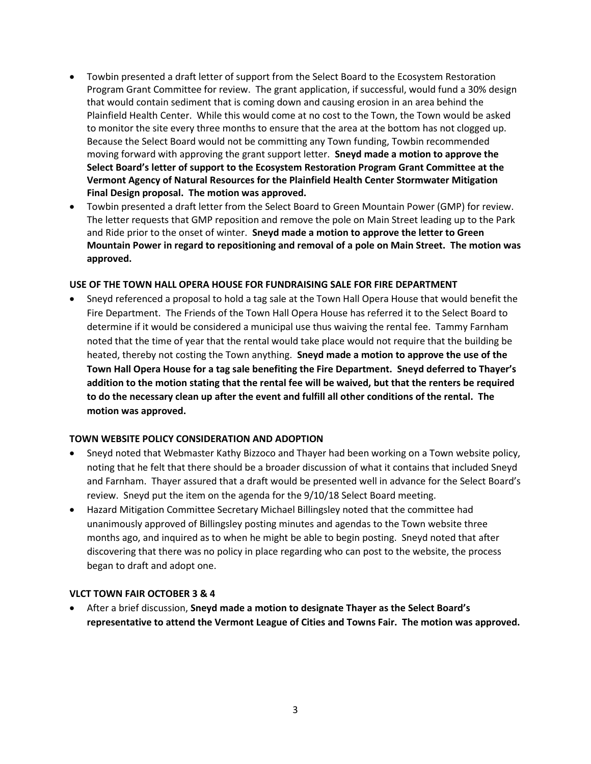- Towbin presented a draft letter of support from the Select Board to the Ecosystem Restoration Program Grant Committee for review. The grant application, if successful, would fund a 30% design that would contain sediment that is coming down and causing erosion in an area behind the Plainfield Health Center. While this would come at no cost to the Town, the Town would be asked to monitor the site every three months to ensure that the area at the bottom has not clogged up. Because the Select Board would not be committing any Town funding, Towbin recommended moving forward with approving the grant support letter. **Sneyd made a motion to approve the Select Board's letter of support to the Ecosystem Restoration Program Grant Committee at the Vermont Agency of Natural Resources for the Plainfield Health Center Stormwater Mitigation Final Design proposal. The motion was approved.**
- Towbin presented a draft letter from the Select Board to Green Mountain Power (GMP) for review. The letter requests that GMP reposition and remove the pole on Main Street leading up to the Park and Ride prior to the onset of winter. **Sneyd made a motion to approve the letter to Green Mountain Power in regard to repositioning and removal of a pole on Main Street. The motion was approved.**

**USE OF THE TOWN HALL OPERA HOUSE FOR FUNDRAISING SALE FOR FIRE DEPARTMENT**

- Sneyd referenced a proposal to hold a tag sale at the Town Hall Opera House that would benefit the Fire Department. The Friends of the Town Hall Opera House has referred it to the Select Board to determine if it would be considered a municipal use thus waiving the rental fee. Tammy Farnham noted that the time of year that the rental would take place would not require that the building be heated, thereby not costing the Town anything. **Sneyd made a motion to approve the use of the Town Hall Opera House for a tag sale benefiting the Fire Department. Sneyd deferred to Thayer's addition to the motion stating that the rental fee will be waived, but that the renters be required to do the necessary clean up after the event and fulfill all other conditions of the rental. The motion was approved.**

**TOWN WEBSITE POLICY CONSIDERATION AND ADOPTION**

- Sneyd noted that Webmaster Kathy Bizzoco and Thayer had been working on a Town website policy, noting that he felt that there should be a broader discussion of what it contains that included Sneyd and Farnham. Thayer assured that a draft would be presented well in advance for the Select Board's review. Sneyd put the item on the agenda for the 9/10/18 Select Board meeting.
- Hazard Mitigation Committee Secretary Michael Billingsley noted that the committee had unanimously approved of Billingsley posting minutes and agendas to the Town website three months ago, and inquired as to when he might be able to begin posting. Sneyd noted that after discovering that there was no policy in place regarding who can post to the website, the process began to draft and adopt one.

**VLCT TOWN FAIR OCTOBER 3 & 4**

- After a brief discussion, **Sneyd made a motion to designate Thayer as the Select Board's representative to attend the Vermont League of Cities and Towns Fair. The motion was approved.**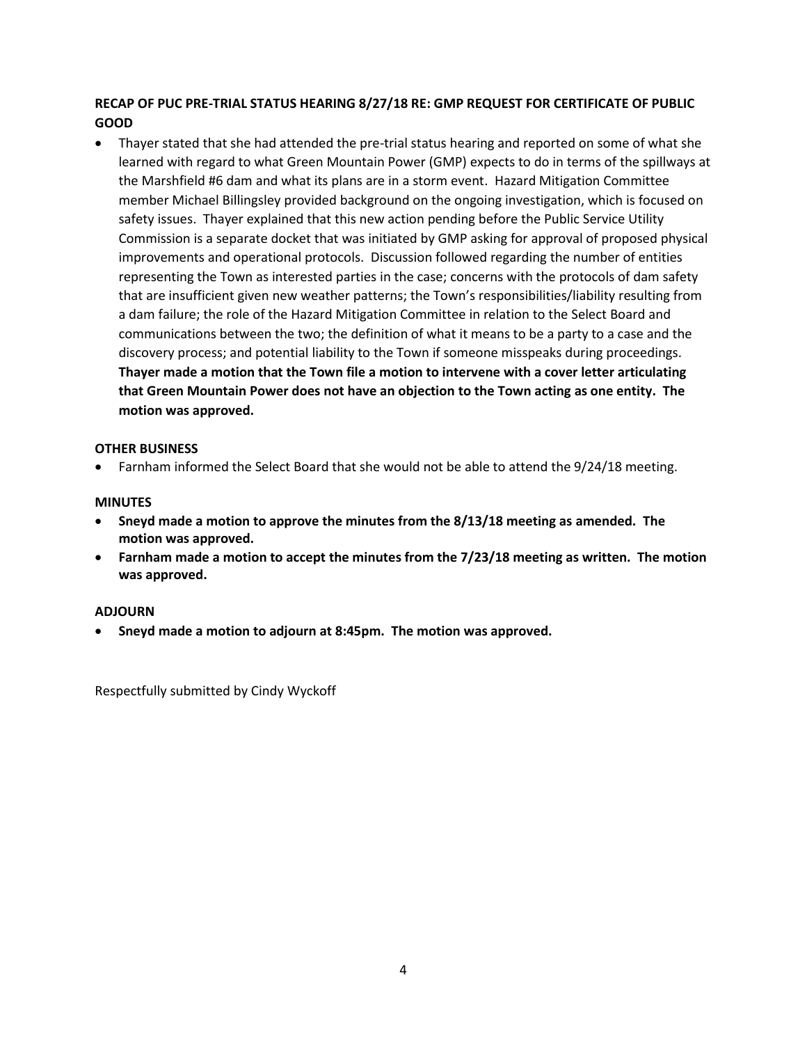**RECAP OF PUC PRE-TRIAL STATUS HEARING 8/27/18 RE: GMP REQUEST FOR CERTIFICATE OF PUBLIC GOOD**

- Thayer stated that she had attended the pre-trial status hearing and reported on some of what she learned with regard to what Green Mountain Power (GMP) expects to do in terms of the spillways at the Marshfield #6 dam and what its plans are in a storm event. Hazard Mitigation Committee member Michael Billingsley provided background on the ongoing investigation, which is focused on safety issues. Thayer explained that this new action pending before the Public Service Utility Commission is a separate docket that was initiated by GMP asking for approval of proposed physical improvements and operational protocols. Discussion followed regarding the number of entities representing the Town as interested parties in the case; concerns with the protocols of dam safety that are insufficient given new weather patterns; the Town's responsibilities/liability resulting from a dam failure; the role of the Hazard Mitigation Committee in relation to the Select Board and communications between the two; the definition of what it means to be a party to a case and the discovery process; and potential liability to the Town if someone misspeaks during proceedings. **Thayer made a motion that the Town file a motion to intervene with a cover letter articulating that Green Mountain Power does not have an objection to the Town acting as one entity. The motion was approved.**

**OTHER BUSINESS**

- Farnham informed the Select Board that she would not be able to attend the 9/24/18 meeting.

**MINUTES**

- **Sneyd made a motion to approve the minutes from the 8/13/18 meeting as amended. The motion was approved.**
- **Farnham made a motion to accept the minutes from the 7/23/18 meeting as written. The motion was approved.**

**ADJOURN**

- **Sneyd made a motion to adjourn at 8:45pm. The motion was approved.**

Respectfully submitted by Cindy Wyckoff